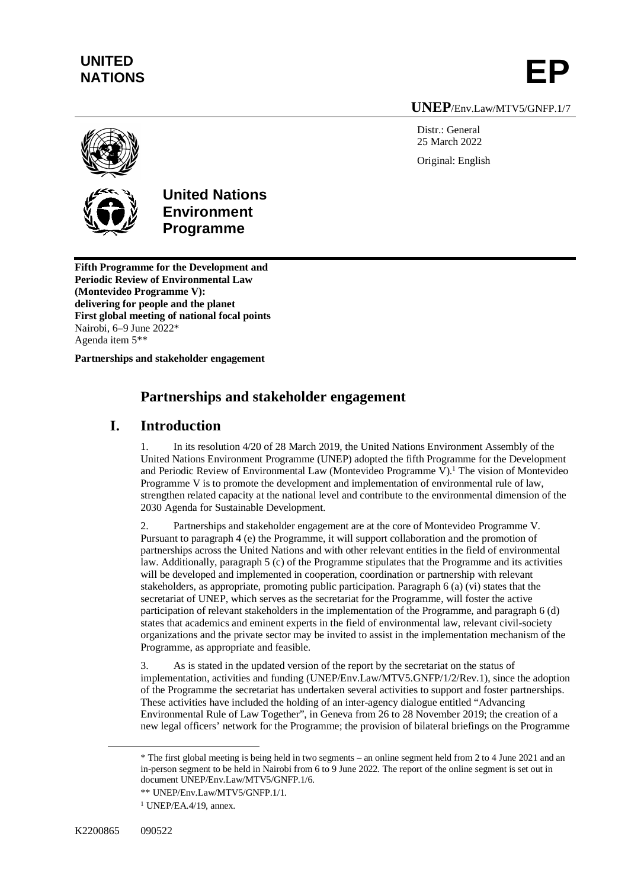**UNITED NATIONS**

# EP

**UNEP**/Env.Law/MTV5/GNFP.1/7

Distr.: General
25 March 2022

Original: English

**United Nations Environment Programme**

**Fifth Programme for the Development and Periodic Review of Environmental Law (Montevideo Programme V): delivering for people and the planet**
**First global meeting of national focal points**
Nairobi, 6–9 June 2022*
Agenda item 5**

**Partnerships and stakeholder engagement**

## Partnerships and stakeholder engagement

## I. Introduction

1. In its resolution 4/20 of 28 March 2019, the United Nations Environment Assembly of the United Nations Environment Programme (UNEP) adopted the fifth Programme for the Development and Periodic Review of Environmental Law (Montevideo Programme V).[1] The vision of Montevideo Programme V is to promote the development and implementation of environmental rule of law, strengthen related capacity at the national level and contribute to the environmental dimension of the 2030 Agenda for Sustainable Development.

2. Partnerships and stakeholder engagement are at the core of Montevideo Programme V. Pursuant to paragraph 4 (e) the Programme, it will support collaboration and the promotion of partnerships across the United Nations and with other relevant entities in the field of environmental law. Additionally, paragraph 5 (c) of the Programme stipulates that the Programme and its activities will be developed and implemented in cooperation, coordination or partnership with relevant stakeholders, as appropriate, promoting public participation. Paragraph 6 (a) (vi) states that the secretariat of UNEP, which serves as the secretariat for the Programme, will foster the active participation of relevant stakeholders in the implementation of the Programme, and paragraph 6 (d) states that academics and eminent experts in the field of environmental law, relevant civil-society organizations and the private sector may be invited to assist in the implementation mechanism of the Programme, as appropriate and feasible.

3. As is stated in the updated version of the report by the secretariat on the status of implementation, activities and funding (UNEP/Env.Law/MTV5.GNFP/1/2/Rev.1), since the adoption of the Programme the secretariat has undertaken several activities to support and foster partnerships. These activities have included the holding of an inter-agency dialogue entitled "Advancing Environmental Rule of Law Together", in Geneva from 26 to 28 November 2019; the creation of a new legal officers' network for the Programme; the provision of bilateral briefings on the Programme

\* The first global meeting is being held in two segments – an online segment held from 2 to 4 June 2021 and an in-person segment to be held in Nairobi from 6 to 9 June 2022. The report of the online segment is set out in document UNEP/Env.Law/MTV5/GNFP.1/6.

\*\* UNEP/Env.Law/MTV5/GNFP.1/1.

[1] UNEP/EA.4/19, annex.

K2200865 090522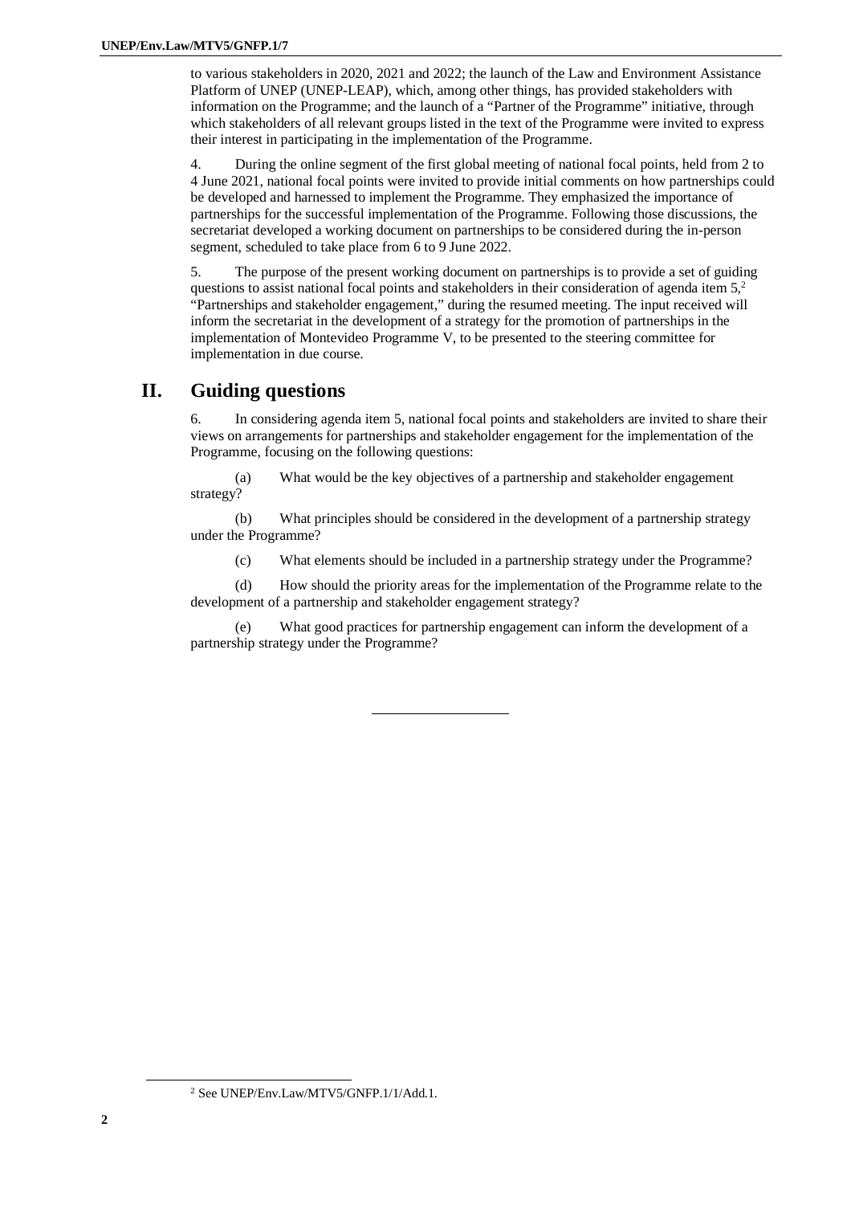to various stakeholders in 2020, 2021 and 2022; the launch of the Law and Environment Assistance Platform of UNEP (UNEP-LEAP), which, among other things, has provided stakeholders with information on the Programme; and the launch of a "Partner of the Programme" initiative, through which stakeholders of all relevant groups listed in the text of the Programme were invited to express their interest in participating in the implementation of the Programme.

4. During the online segment of the first global meeting of national focal points, held from 2 to 4 June 2021, national focal points were invited to provide initial comments on how partnerships could be developed and harnessed to implement the Programme. They emphasized the importance of partnerships for the successful implementation of the Programme. Following those discussions, the secretariat developed a working document on partnerships to be considered during the in-person segment, scheduled to take place from 6 to 9 June 2022.

5. The purpose of the present working document on partnerships is to provide a set of guiding questions to assist national focal points and stakeholders in their consideration of agenda item 5,[2] "Partnerships and stakeholder engagement," during the resumed meeting. The input received will inform the secretariat in the development of a strategy for the promotion of partnerships in the implementation of Montevideo Programme V, to be presented to the steering committee for implementation in due course.

## II. Guiding questions

6. In considering agenda item 5, national focal points and stakeholders are invited to share their views on arrangements for partnerships and stakeholder engagement for the implementation of the Programme, focusing on the following questions:

(a) What would be the key objectives of a partnership and stakeholder engagement strategy?

(b) What principles should be considered in the development of a partnership strategy under the Programme?

(c) What elements should be included in a partnership strategy under the Programme?

(d) How should the priority areas for the implementation of the Programme relate to the development of a partnership and stakeholder engagement strategy?

(e) What good practices for partnership engagement can inform the development of a partnership strategy under the Programme?

---

[2] See UNEP/Env.Law/MTV5/GNFP.1/1/Add.1.